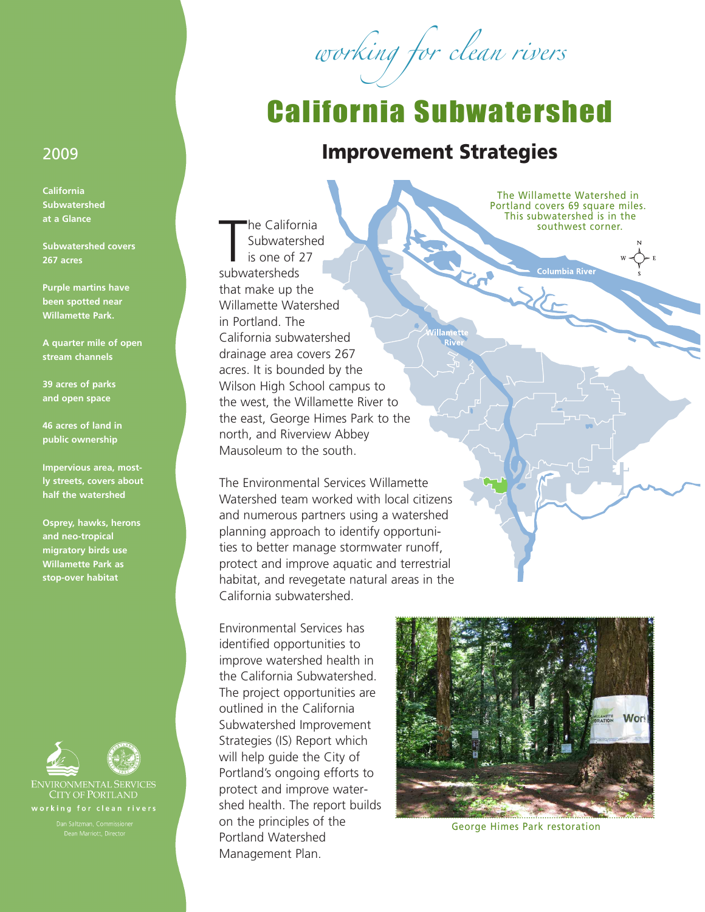*working for clean rivers*

# California Subwatershed

## Improvement Strategies

2009

**California Subwatershed at a Glance**

**Subwatershed covers 267 acres**

**Purple martins have been spotted near Willamette Park.**

**A quarter mile of open stream channels**

**39 acres of parks and open space**

**46 acres of land in public ownership**

**Impervious area, mostly streets, covers about half the watershed**

**Osprey, hawks, herons and neo-tropical migratory birds use Willamette Park as stop-over habitat**

The Willamette Watershed in Portland covers 69 square miles. This subwatershed is in the southwest corner.

Columbia River

Willamette River

The California Subwatershed is one of 27 subwatersheds that make up the Willamette Watershed in Portland. The California subwatershed drainage area covers 267 acres. It is bounded by the Wilson High School campus to the west, the Willamette River to the east, George Himes Park to the north, and Riverview Abbey Mausoleum to the south.

The Environmental Services Willamette Watershed team worked with local citizens and numerous partners using a watershed planning approach to identify opportunities to better manage stormwater runoff, protect and improve aquatic and terrestrial habitat, and revegetate natural areas in the California subwatershed.

Environmental Services has identified opportunities to improve watershed health in the California Subwatershed. The project opportunities are outlined in the California Subwatershed Improvement Strategies (IS) Report which will help guide the City of Portland's ongoing efforts to protect and improve watershed health. The report builds on the principles of the Portland Watershed Management Plan.

George Himes Park restoration

ENVIRONMENTAL SERVICES
CITY OF PORTLAND
working for clean rivers

Dan Saltzman, Commissioner
Dean Marriott, Director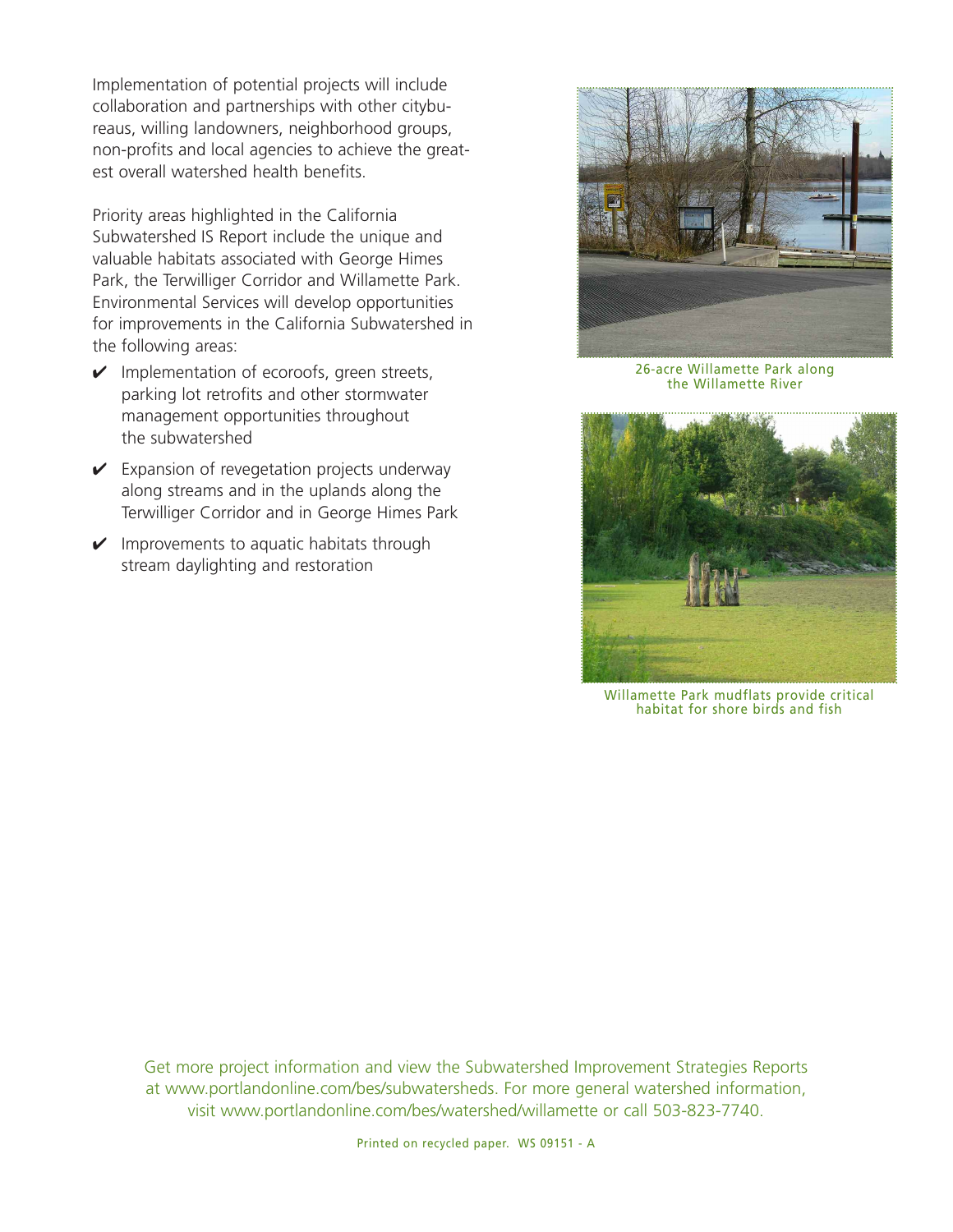Implementation of potential projects will include collaboration and partnerships with other citybureaus, willing landowners, neighborhood groups, non-profits and local agencies to achieve the greatest overall watershed health benefits.

Priority areas highlighted in the California Subwatershed IS Report include the unique and valuable habitats associated with George Himes Park, the Terwilliger Corridor and Willamette Park. Environmental Services will develop opportunities for improvements in the California Subwatershed in the following areas:

- ✔ Implementation of ecoroofs, green streets, parking lot retrofits and other stormwater management opportunities throughout the subwatershed
- ✔ Expansion of revegetation projects underway along streams and in the uplands along the Terwilliger Corridor and in George Himes Park
- ✔ Improvements to aquatic habitats through stream daylighting and restoration

26-acre Willamette Park along the Willamette River

Willamette Park mudflats provide critical habitat for shore birds and fish

Get more project information and view the Subwatershed Improvement Strategies Reports at www.portlandonline.com/bes/subwatersheds. For more general watershed information, visit www.portlandonline.com/bes/watershed/willamette or call 503-823-7740.

Printed on recycled paper. WS 09151 - A